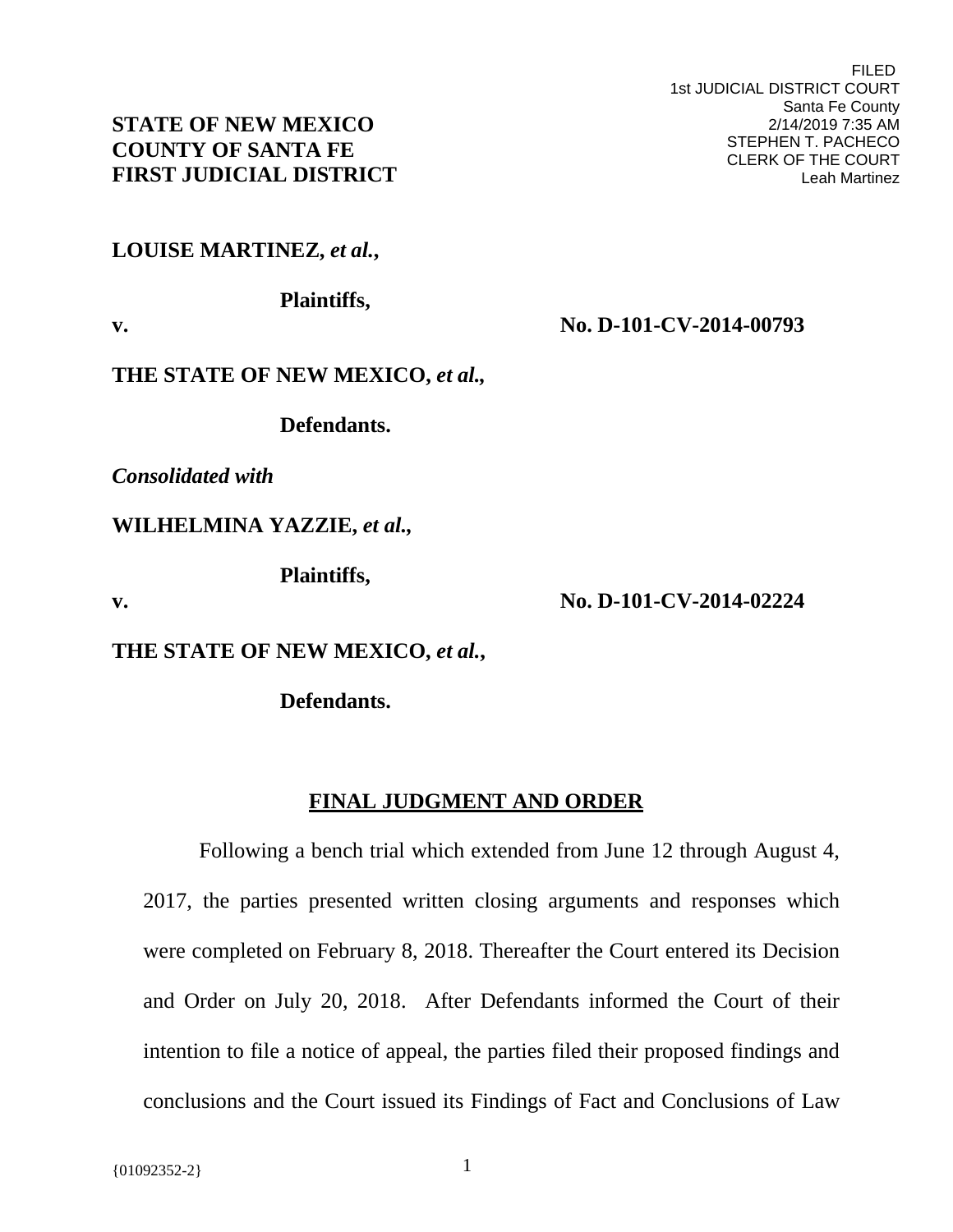FILED
1st JUDICIAL DISTRICT COURT
Santa Fe County
2/14/2019 7:35 AM
STEPHEN T. PACHECO
CLERK OF THE COURT
Leah Martinez

**STATE OF NEW MEXICO**
**COUNTY OF SANTA FE**
**FIRST JUDICIAL DISTRICT**

**LOUISE MARTINEZ, *et al.*,**

**Plaintiffs,**

**v.** **No. D-101-CV-2014-00793**

**THE STATE OF NEW MEXICO, *et al.*,**

**Defendants.**

***Consolidated with***

**WILHELMINA YAZZIE, *et al.*,**

**Plaintiffs,**

**v.** **No. D-101-CV-2014-02224**

**THE STATE OF NEW MEXICO, *et al.*,**

**Defendants.**

## FINAL JUDGMENT AND ORDER

Following a bench trial which extended from June 12 through August 4, 2017, the parties presented written closing arguments and responses which were completed on February 8, 2018. Thereafter the Court entered its Decision and Order on July 20, 2018. After Defendants informed the Court of their intention to file a notice of appeal, the parties filed their proposed findings and conclusions and the Court issued its Findings of Fact and Conclusions of Law

{01092352-2}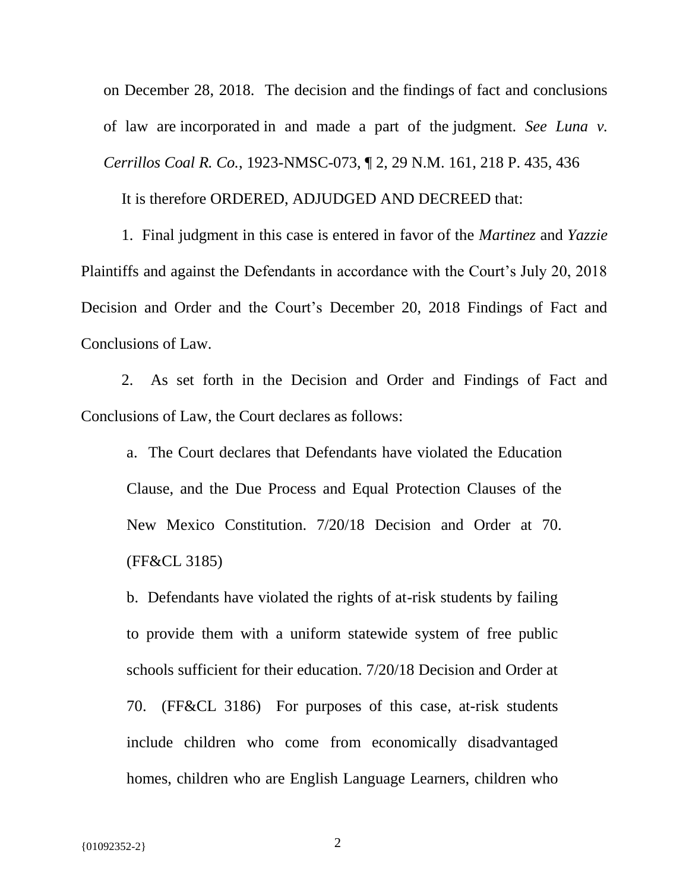on December 28, 2018. The decision and the findings of fact and conclusions of law are incorporated in and made a part of the judgment. *See Luna v. Cerrillos Coal R. Co.*, 1923-NMSC-073, ¶ 2, 29 N.M. 161, 218 P. 435, 436

It is therefore ORDERED, ADJUDGED AND DECREED that:

1. Final judgment in this case is entered in favor of the *Martinez* and *Yazzie* Plaintiffs and against the Defendants in accordance with the Court's July 20, 2018 Decision and Order and the Court's December 20, 2018 Findings of Fact and Conclusions of Law.

2. As set forth in the Decision and Order and Findings of Fact and Conclusions of Law, the Court declares as follows:

   a. The Court declares that Defendants have violated the Education Clause, and the Due Process and Equal Protection Clauses of the New Mexico Constitution. 7/20/18 Decision and Order at 70. (FF&CL 3185)

   b. Defendants have violated the rights of at-risk students by failing to provide them with a uniform statewide system of free public schools sufficient for their education. 7/20/18 Decision and Order at 70. (FF&CL 3186) For purposes of this case, at-risk students include children who come from economically disadvantaged homes, children who are English Language Learners, children who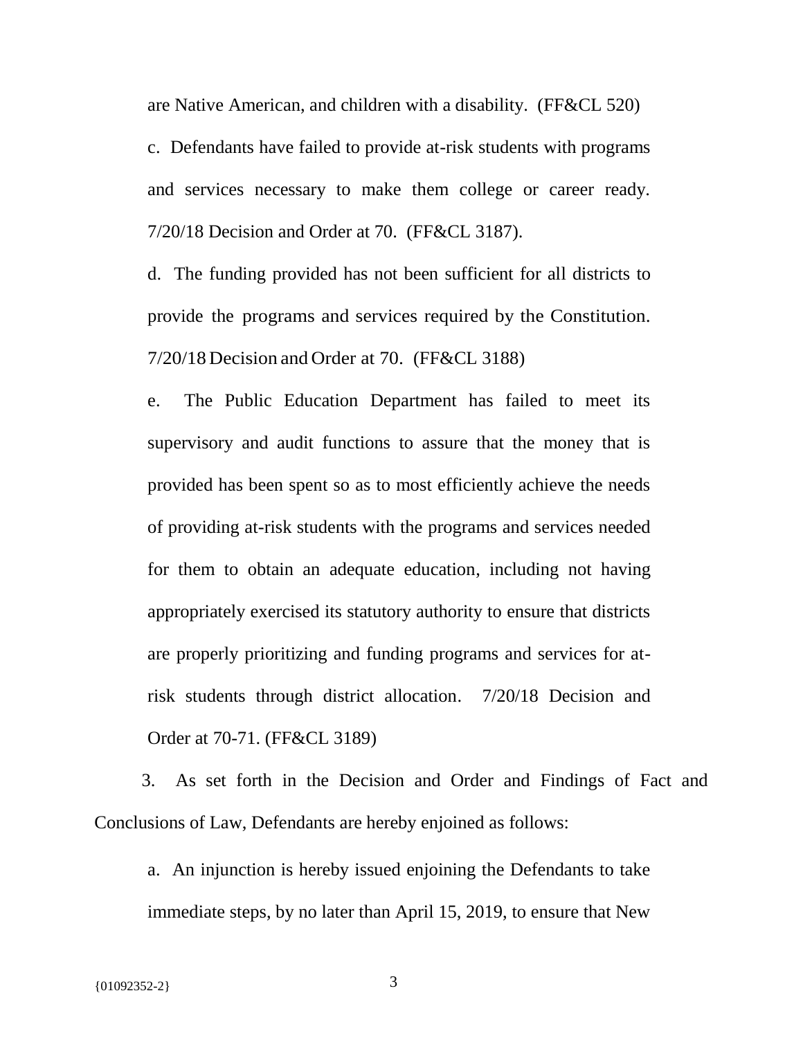are Native American, and children with a disability. (FF&CL 520)

c. Defendants have failed to provide at-risk students with programs and services necessary to make them college or career ready. 7/20/18 Decision and Order at 70. (FF&CL 3187).

d. The funding provided has not been sufficient for all districts to provide the programs and services required by the Constitution. 7/20/18 Decision and Order at 70. (FF&CL 3188)

e. The Public Education Department has failed to meet its supervisory and audit functions to assure that the money that is provided has been spent so as to most efficiently achieve the needs of providing at-risk students with the programs and services needed for them to obtain an adequate education, including not having appropriately exercised its statutory authority to ensure that districts are properly prioritizing and funding programs and services for at-risk students through district allocation. 7/20/18 Decision and Order at 70-71. (FF&CL 3189)

3. As set forth in the Decision and Order and Findings of Fact and Conclusions of Law, Defendants are hereby enjoined as follows:

a. An injunction is hereby issued enjoining the Defendants to take immediate steps, by no later than April 15, 2019, to ensure that New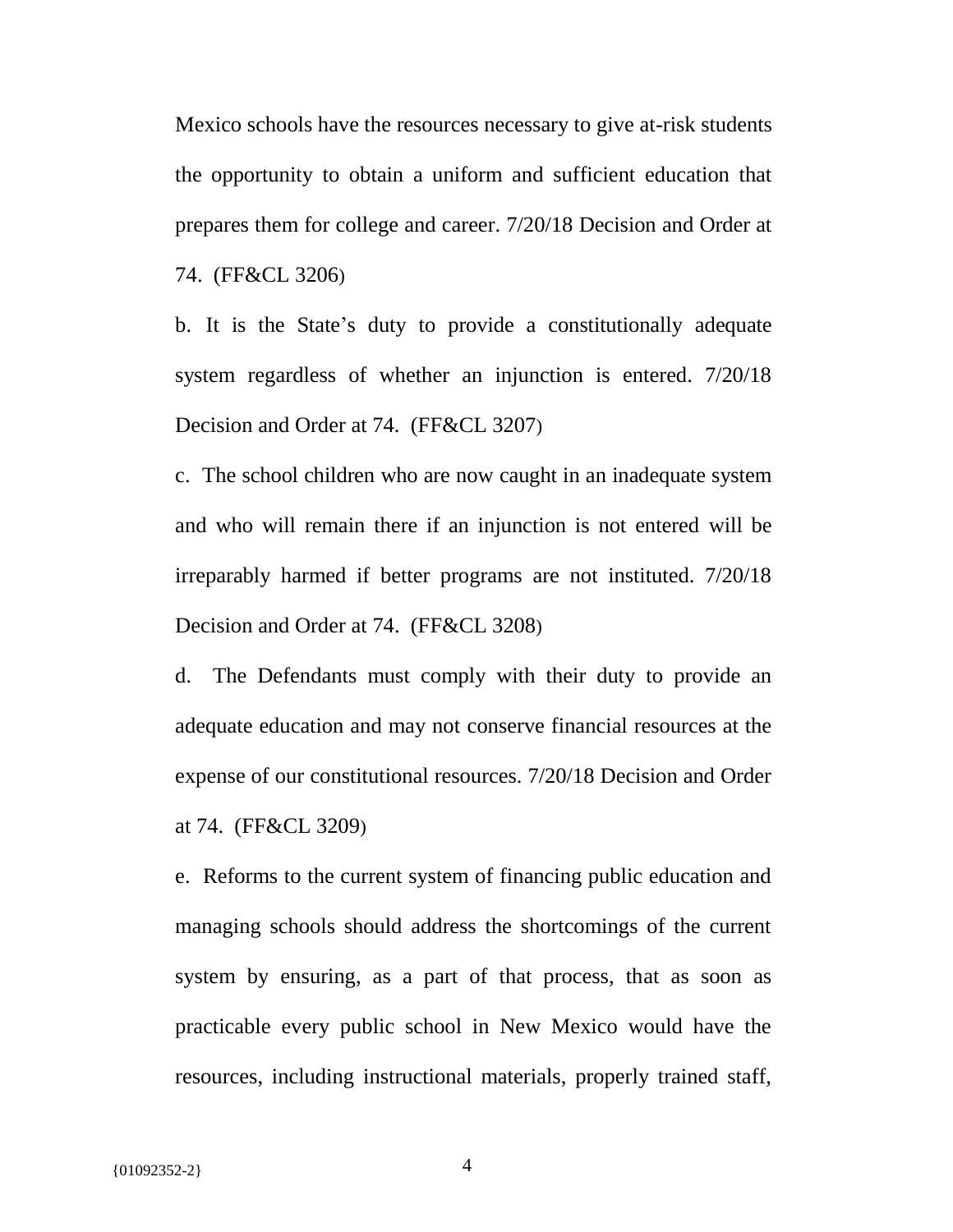Mexico schools have the resources necessary to give at-risk students the opportunity to obtain a uniform and sufficient education that prepares them for college and career. 7/20/18 Decision and Order at 74. (FF&CL 3206)

b. It is the State's duty to provide a constitutionally adequate system regardless of whether an injunction is entered. 7/20/18 Decision and Order at 74. (FF&CL 3207)

c. The school children who are now caught in an inadequate system and who will remain there if an injunction is not entered will be irreparably harmed if better programs are not instituted. 7/20/18 Decision and Order at 74. (FF&CL 3208)

d. The Defendants must comply with their duty to provide an adequate education and may not conserve financial resources at the expense of our constitutional resources. 7/20/18 Decision and Order at 74. (FF&CL 3209)

e. Reforms to the current system of financing public education and managing schools should address the shortcomings of the current system by ensuring, as a part of that process, that as soon as practicable every public school in New Mexico would have the resources, including instructional materials, properly trained staff,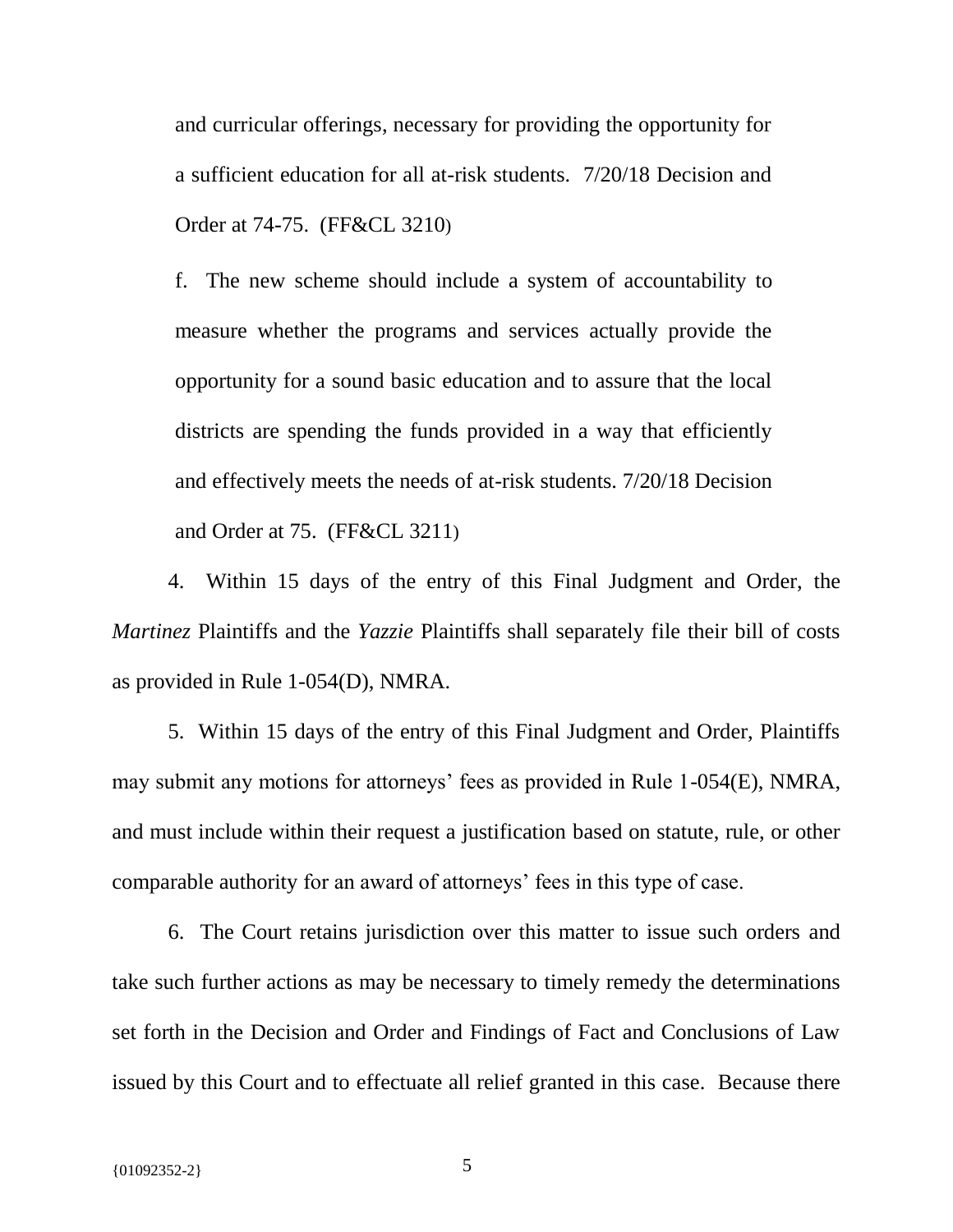and curricular offerings, necessary for providing the opportunity for a sufficient education for all at-risk students. 7/20/18 Decision and Order at 74-75. (FF&CL 3210)

f. The new scheme should include a system of accountability to measure whether the programs and services actually provide the opportunity for a sound basic education and to assure that the local districts are spending the funds provided in a way that efficiently and effectively meets the needs of at-risk students. 7/20/18 Decision and Order at 75. (FF&CL 3211)

4. Within 15 days of the entry of this Final Judgment and Order, the *Martinez* Plaintiffs and the *Yazzie* Plaintiffs shall separately file their bill of costs as provided in Rule 1-054(D), NMRA.

5. Within 15 days of the entry of this Final Judgment and Order, Plaintiffs may submit any motions for attorneys' fees as provided in Rule 1-054(E), NMRA, and must include within their request a justification based on statute, rule, or other comparable authority for an award of attorneys' fees in this type of case.

6. The Court retains jurisdiction over this matter to issue such orders and take such further actions as may be necessary to timely remedy the determinations set forth in the Decision and Order and Findings of Fact and Conclusions of Law issued by this Court and to effectuate all relief granted in this case. Because there

{01092352-2}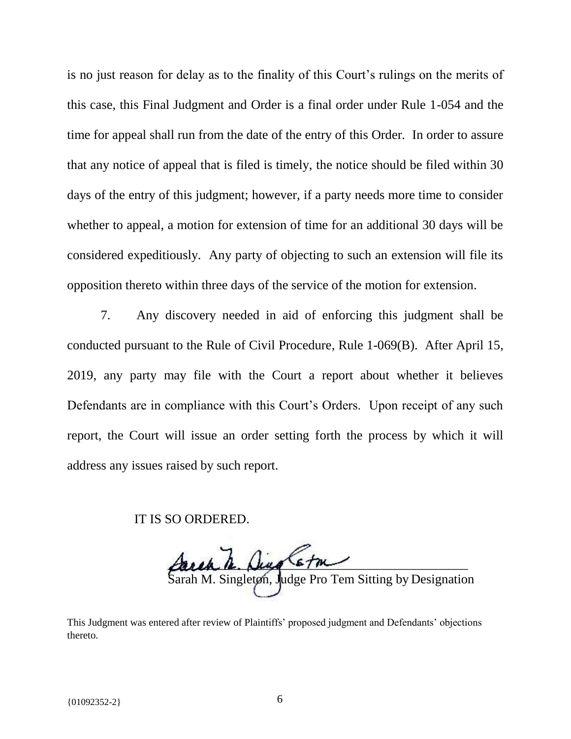is no just reason for delay as to the finality of this Court's rulings on the merits of this case, this Final Judgment and Order is a final order under Rule 1-054 and the time for appeal shall run from the date of the entry of this Order. In order to assure that any notice of appeal that is filed is timely, the notice should be filed within 30 days of the entry of this judgment; however, if a party needs more time to consider whether to appeal, a motion for extension of time for an additional 30 days will be considered expeditiously. Any party of objecting to such an extension will file its opposition thereto within three days of the service of the motion for extension.

7. Any discovery needed in aid of enforcing this judgment shall be conducted pursuant to the Rule of Civil Procedure, Rule 1-069(B). After April 15, 2019, any party may file with the Court a report about whether it believes Defendants are in compliance with this Court's Orders. Upon receipt of any such report, the Court will issue an order setting forth the process by which it will address any issues raised by such report.

IT IS SO ORDERED.

Sarah M. Singleton, Judge Pro Tem Sitting by Designation

This Judgment was entered after review of Plaintiffs' proposed judgment and Defendants' objections thereto.

{01092352-2}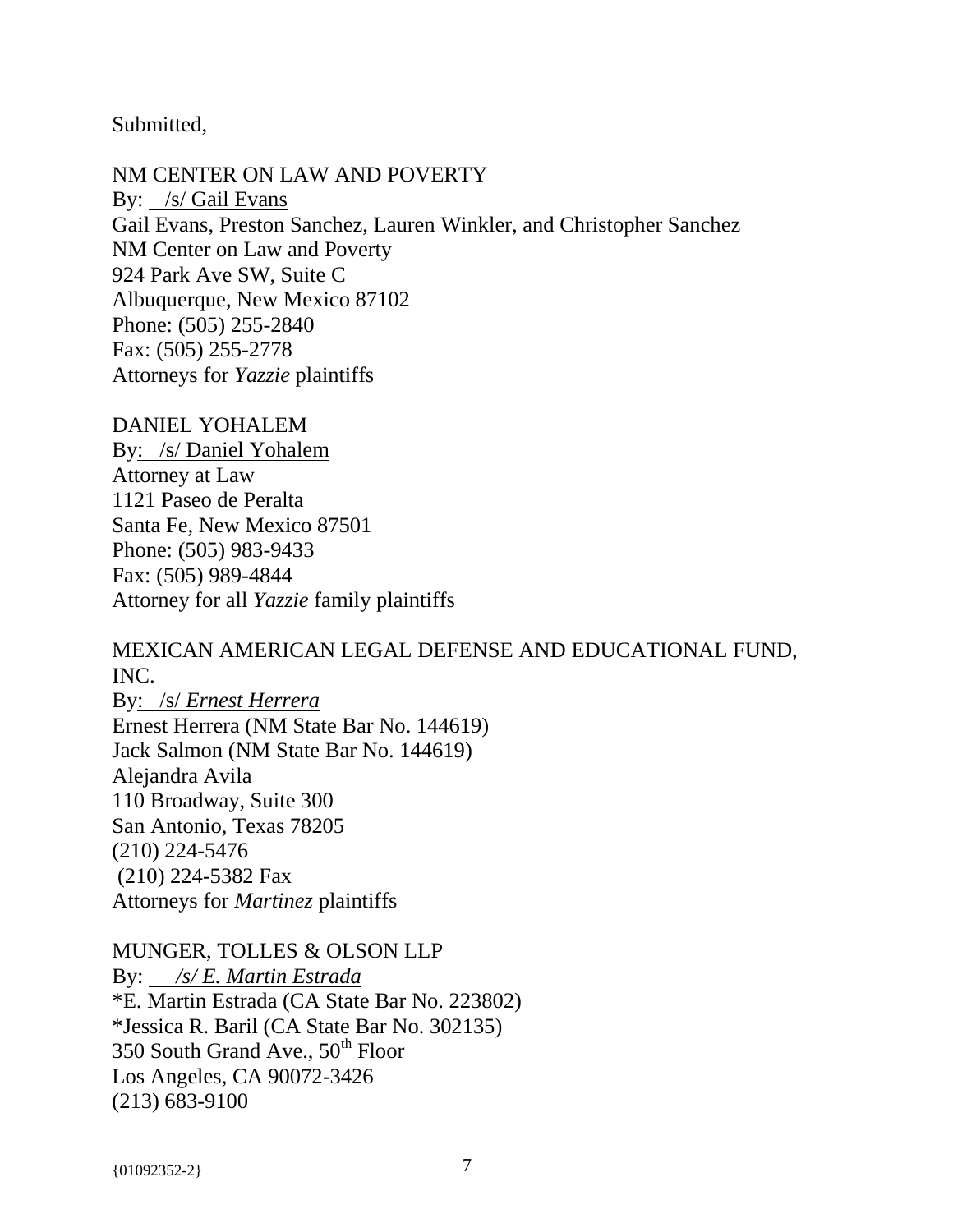Submitted,

NM CENTER ON LAW AND POVERTY
By: /s/ Gail Evans
Gail Evans, Preston Sanchez, Lauren Winkler, and Christopher Sanchez
NM Center on Law and Poverty
924 Park Ave SW, Suite C
Albuquerque, New Mexico 87102
Phone: (505) 255-2840
Fax: (505) 255-2778
Attorneys for *Yazzie* plaintiffs

DANIEL YOHALEM
By: /s/ Daniel Yohalem
Attorney at Law
1121 Paseo de Peralta
Santa Fe, New Mexico 87501
Phone: (505) 983-9433
Fax: (505) 989-4844
Attorney for all *Yazzie* family plaintiffs

MEXICAN AMERICAN LEGAL DEFENSE AND EDUCATIONAL FUND, INC.
By: /s/ *Ernest Herrera*
Ernest Herrera (NM State Bar No. 144619)
Jack Salmon (NM State Bar No. 144619)
Alejandra Avila
110 Broadway, Suite 300
San Antonio, Texas 78205
(210) 224-5476
(210) 224-5382 Fax
Attorneys for *Martinez* plaintiffs

MUNGER, TOLLES & OLSON LLP
By: */s/ E. Martin Estrada*
*E. Martin Estrada (CA State Bar No. 223802)
*Jessica R. Baril (CA State Bar No. 302135)
350 South Grand Ave., 50th Floor
Los Angeles, CA 90072-3426
(213) 683-9100

{01092352-2}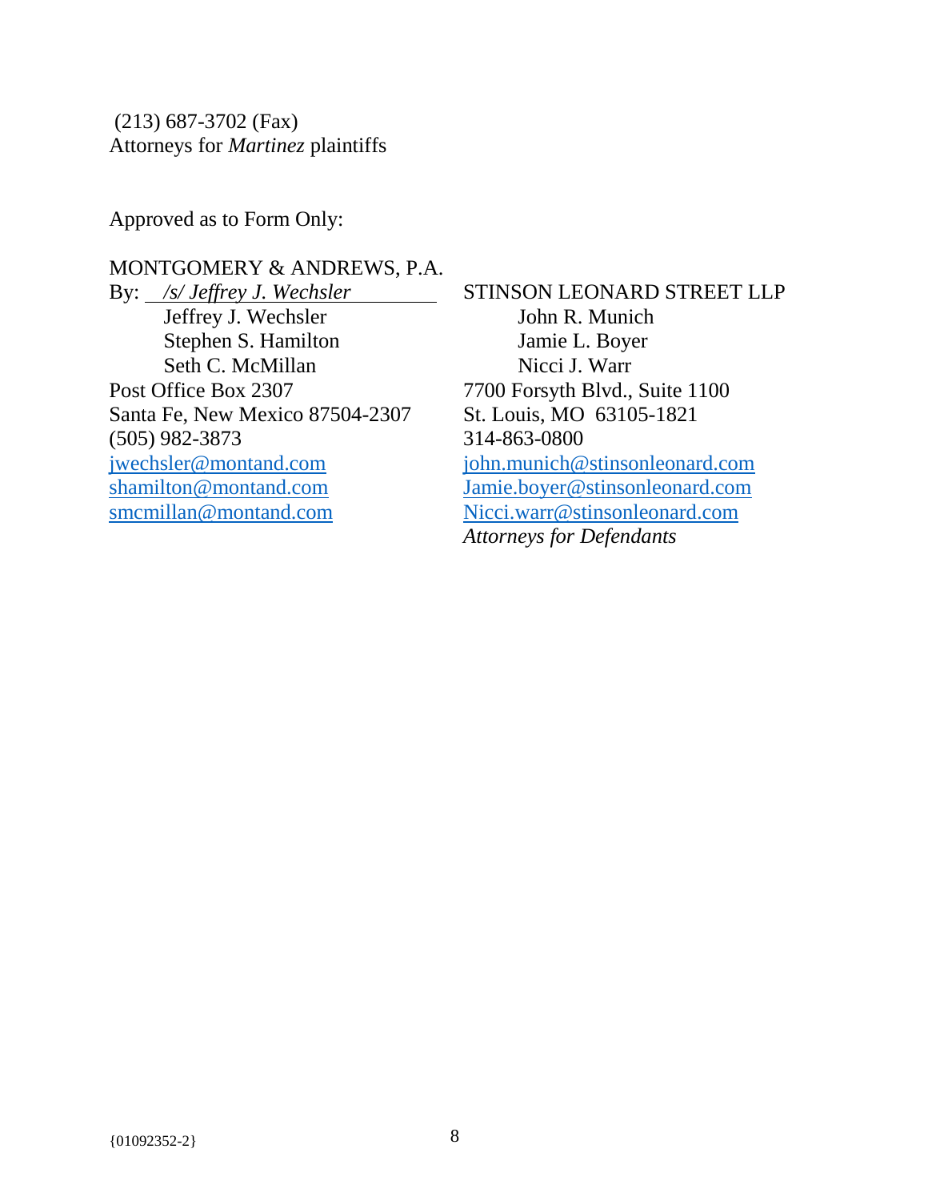(213) 687-3702 (Fax)
Attorneys for *Martinez* plaintiffs

Approved as to Form Only:

MONTGOMERY & ANDREWS, P.A.
By: *\/s/ Jeffrey J. Wechsler*
Jeffrey J. Wechsler
Stephen S. Hamilton
Seth C. McMillan
Post Office Box 2307
Santa Fe, New Mexico 87504-2307
(505) 982-3873
jwechsler@montand.com
shamilton@montand.com
smcmillan@montand.com

STINSON LEONARD STREET LLP
John R. Munich
Jamie L. Boyer
Nicci J. Warr
7700 Forsyth Blvd., Suite 1100
St. Louis, MO 63105-1821
314-863-0800
john.munich@stinsonleonard.com
Jamie.boyer@stinsonleonard.com
Nicci.warr@stinsonleonard.com
*Attorneys for Defendants*

{01092352-2}